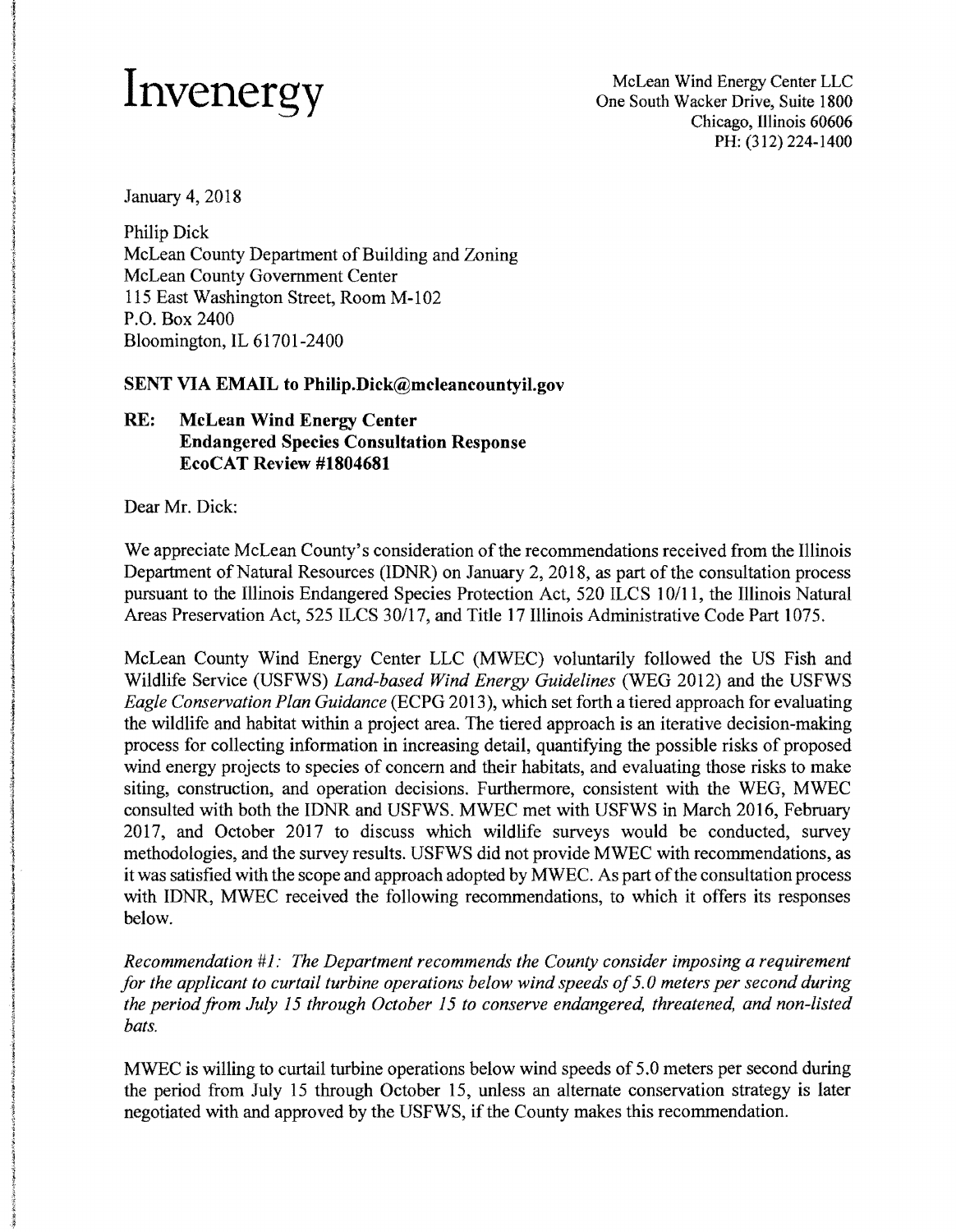# Invenergy

McLean Wind Energy Center LLC
One South Wacker Drive, Suite 1800
Chicago, Illinois 60606
PH: (312) 224-1400

January 4, 2018

Philip Dick
McLean County Department of Building and Zoning
McLean County Government Center
115 East Washington Street, Room M-102
P.O. Box 2400
Bloomington, IL 61701-2400

**SENT VIA EMAIL to Philip.Dick@mcleancountyil.gov**

**RE: McLean Wind Energy Center**
**Endangered Species Consultation Response**
**EcoCAT Review #1804681**

Dear Mr. Dick:

We appreciate McLean County's consideration of the recommendations received from the Illinois Department of Natural Resources (IDNR) on January 2, 2018, as part of the consultation process pursuant to the Illinois Endangered Species Protection Act, 520 ILCS 10/11, the Illinois Natural Areas Preservation Act, 525 ILCS 30/17, and Title 17 Illinois Administrative Code Part 1075.

McLean County Wind Energy Center LLC (MWEC) voluntarily followed the US Fish and Wildlife Service (USFWS) *Land-based Wind Energy Guidelines* (WEG 2012) and the USFWS *Eagle Conservation Plan Guidance* (ECPG 2013), which set forth a tiered approach for evaluating the wildlife and habitat within a project area. The tiered approach is an iterative decision-making process for collecting information in increasing detail, quantifying the possible risks of proposed wind energy projects to species of concern and their habitats, and evaluating those risks to make siting, construction, and operation decisions. Furthermore, consistent with the WEG, MWEC consulted with both the IDNR and USFWS. MWEC met with USFWS in March 2016, February 2017, and October 2017 to discuss which wildlife surveys would be conducted, survey methodologies, and the survey results. USFWS did not provide MWEC with recommendations, as it was satisfied with the scope and approach adopted by MWEC. As part of the consultation process with IDNR, MWEC received the following recommendations, to which it offers its responses below.

*Recommendation #1: The Department recommends the County consider imposing a requirement for the applicant to curtail turbine operations below wind speeds of 5.0 meters per second during the period from July 15 through October 15 to conserve endangered, threatened, and non-listed bats.*

MWEC is willing to curtail turbine operations below wind speeds of 5.0 meters per second during the period from July 15 through October 15, unless an alternate conservation strategy is later negotiated with and approved by the USFWS, if the County makes this recommendation.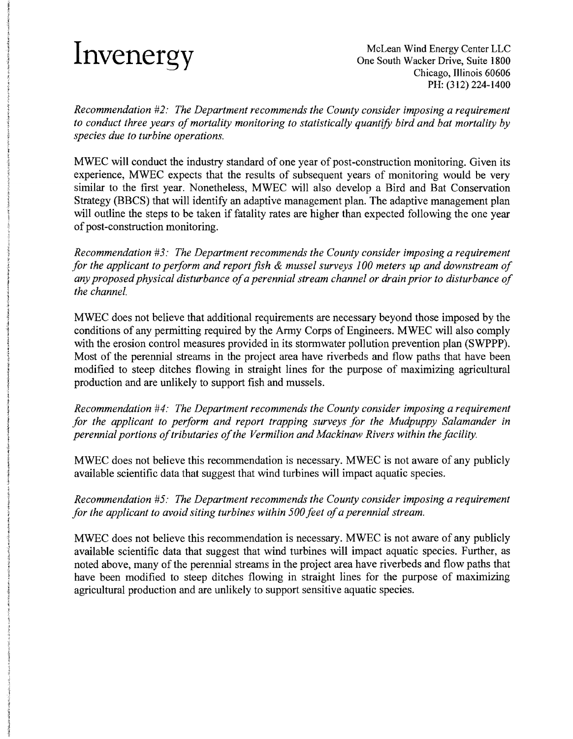Invenergy

McLean Wind Energy Center LLC
One South Wacker Drive, Suite 1800
Chicago, Illinois 60606
PH: (312) 224-1400

*Recommendation #2: The Department recommends the County consider imposing a requirement to conduct three years of mortality monitoring to statistically quantify bird and bat mortality by species due to turbine operations.*

MWEC will conduct the industry standard of one year of post-construction monitoring. Given its experience, MWEC expects that the results of subsequent years of monitoring would be very similar to the first year. Nonetheless, MWEC will also develop a Bird and Bat Conservation Strategy (BBCS) that will identify an adaptive management plan. The adaptive management plan will outline the steps to be taken if fatality rates are higher than expected following the one year of post-construction monitoring.

*Recommendation #3: The Department recommends the County consider imposing a requirement for the applicant to perform and report fish & mussel surveys 100 meters up and downstream of any proposed physical disturbance of a perennial stream channel or drain prior to disturbance of the channel.*

MWEC does not believe that additional requirements are necessary beyond those imposed by the conditions of any permitting required by the Army Corps of Engineers. MWEC will also comply with the erosion control measures provided in its stormwater pollution prevention plan (SWPPP). Most of the perennial streams in the project area have riverbeds and flow paths that have been modified to steep ditches flowing in straight lines for the purpose of maximizing agricultural production and are unlikely to support fish and mussels.

*Recommendation #4: The Department recommends the County consider imposing a requirement for the applicant to perform and report trapping surveys for the Mudpuppy Salamander in perennial portions of tributaries of the Vermilion and Mackinaw Rivers within the facility.*

MWEC does not believe this recommendation is necessary. MWEC is not aware of any publicly available scientific data that suggest that wind turbines will impact aquatic species.

*Recommendation #5: The Department recommends the County consider imposing a requirement for the applicant to avoid siting turbines within 500 feet of a perennial stream.*

MWEC does not believe this recommendation is necessary. MWEC is not aware of any publicly available scientific data that suggest that wind turbines will impact aquatic species. Further, as noted above, many of the perennial streams in the project area have riverbeds and flow paths that have been modified to steep ditches flowing in straight lines for the purpose of maximizing agricultural production and are unlikely to support sensitive aquatic species.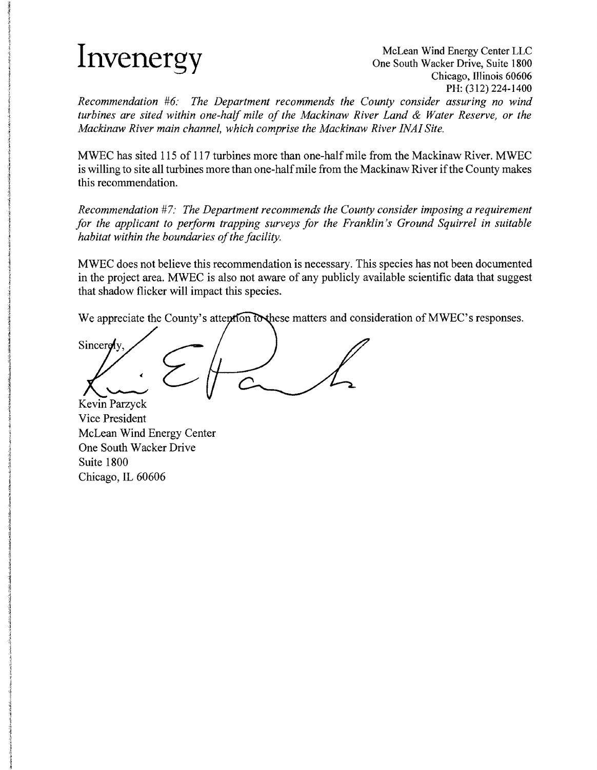# Invenergy

McLean Wind Energy Center LLC
One South Wacker Drive, Suite 1800
Chicago, Illinois 60606
PH: (312) 224-1400

*Recommendation #6: The Department recommends the County consider assuring no wind turbines are sited within one-half mile of the Mackinaw River Land & Water Reserve, or the Mackinaw River main channel, which comprise the Mackinaw River INAI Site.*

MWEC has sited 115 of 117 turbines more than one-half mile from the Mackinaw River. MWEC is willing to site all turbines more than one-half mile from the Mackinaw River if the County makes this recommendation.

*Recommendation #7: The Department recommends the County consider imposing a requirement for the applicant to perform trapping surveys for the Franklin's Ground Squirrel in suitable habitat within the boundaries of the facility.*

MWEC does not believe this recommendation is necessary. This species has not been documented in the project area. MWEC is also not aware of any publicly available scientific data that suggest that shadow flicker will impact this species.

We appreciate the County's attention to these matters and consideration of MWEC's responses.

Sincerely,

Kevin Parzyck
Vice President
McLean Wind Energy Center
One South Wacker Drive
Suite 1800
Chicago, IL 60606